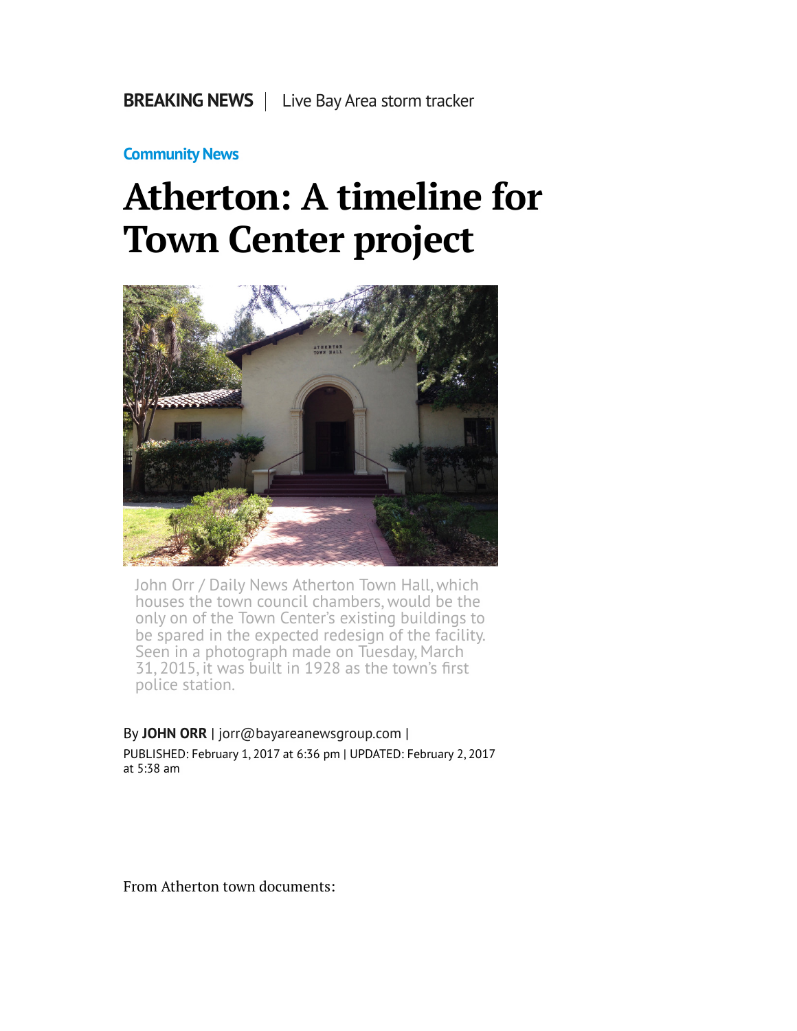**BREAKING NEWS** | Live Bay Area storm tracker

**Community News**

# Atherton: A timeline for Town Center project

John Orr / Daily News Atherton Town Hall, which houses the town council chambers, would be the only on of the Town Center's existing buildings to be spared in the expected redesign of the facility. Seen in a photograph made on Tuesday, March 31, 2015, it was built in 1928 as the town's first police station.

By **JOHN ORR** | jorr@bayareanewsgroup.com |
PUBLISHED: February 1, 2017 at 6:36 pm | UPDATED: February 2, 2017 at 5:38 am

From Atherton town documents: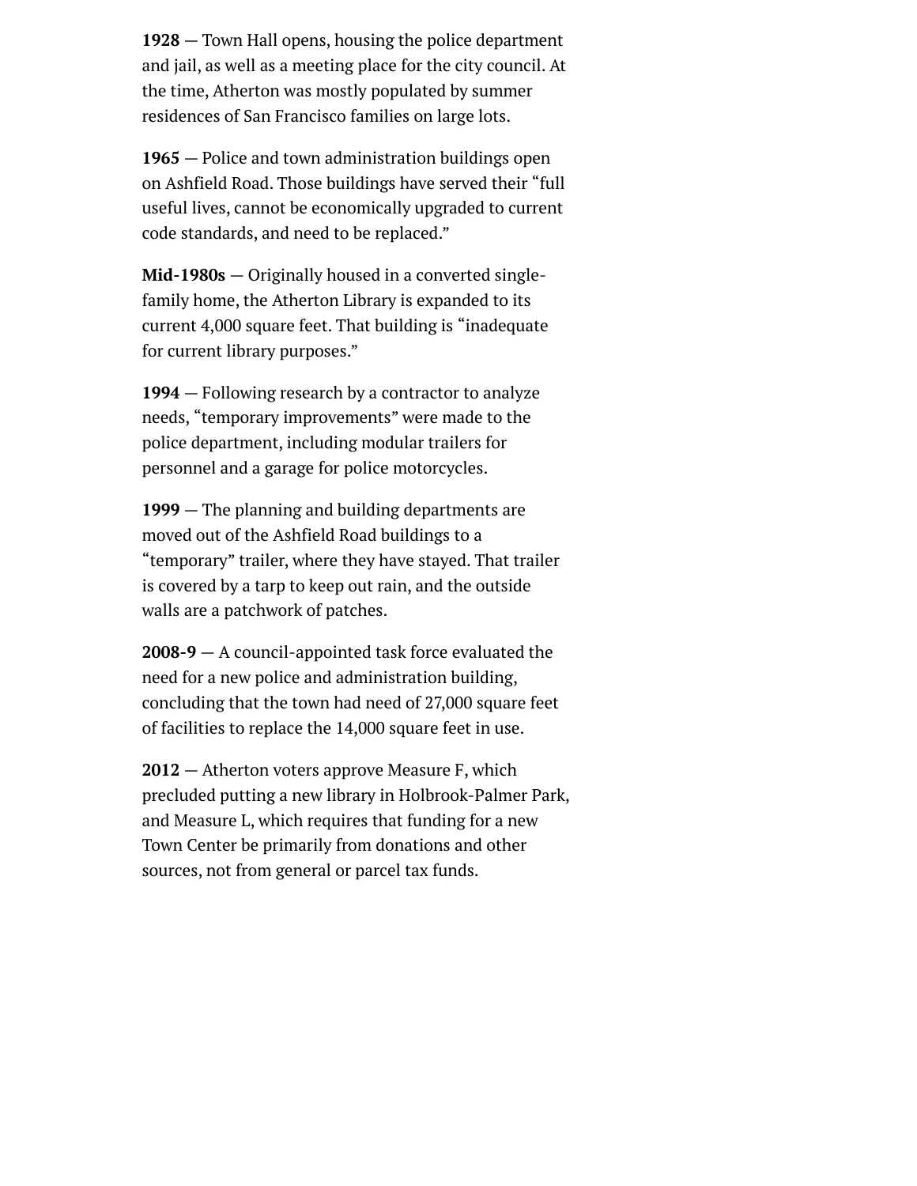**1928** — Town Hall opens, housing the police department and jail, as well as a meeting place for the city council. At the time, Atherton was mostly populated by summer residences of San Francisco families on large lots.

**1965** — Police and town administration buildings open on Ashfield Road. Those buildings have served their "full useful lives, cannot be economically upgraded to current code standards, and need to be replaced."

**Mid-1980s** — Originally housed in a converted single-family home, the Atherton Library is expanded to its current 4,000 square feet. That building is "inadequate for current library purposes."

**1994** — Following research by a contractor to analyze needs, "temporary improvements" were made to the police department, including modular trailers for personnel and a garage for police motorcycles.

**1999** — The planning and building departments are moved out of the Ashfield Road buildings to a "temporary" trailer, where they have stayed. That trailer is covered by a tarp to keep out rain, and the outside walls are a patchwork of patches.

**2008-9** — A council-appointed task force evaluated the need for a new police and administration building, concluding that the town had need of 27,000 square feet of facilities to replace the 14,000 square feet in use.

**2012** — Atherton voters approve Measure F, which precluded putting a new library in Holbrook-Palmer Park, and Measure L, which requires that funding for a new Town Center be primarily from donations and other sources, not from general or parcel tax funds.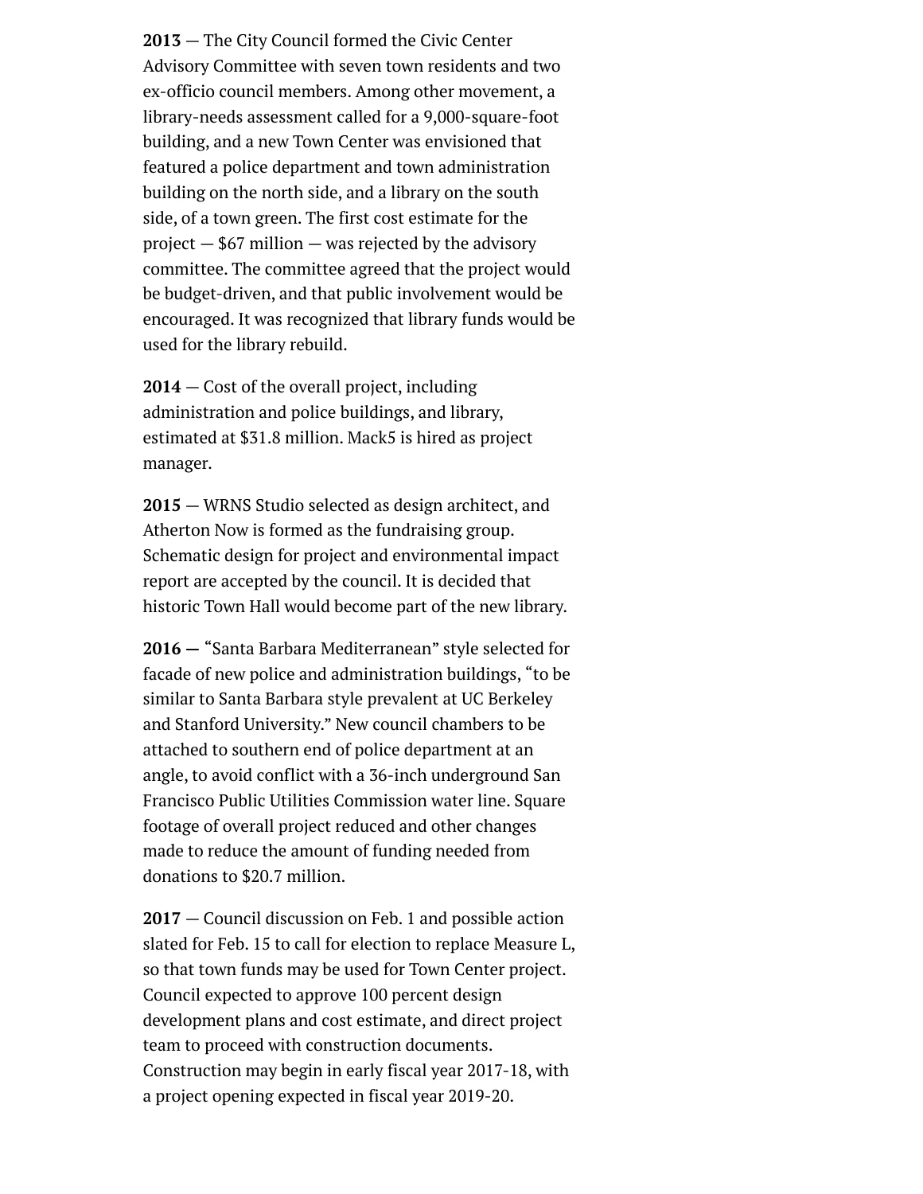**2013** — The City Council formed the Civic Center Advisory Committee with seven town residents and two ex-officio council members. Among other movement, a library-needs assessment called for a 9,000-square-foot building, and a new Town Center was envisioned that featured a police department and town administration building on the north side, and a library on the south side, of a town green. The first cost estimate for the project — $67 million — was rejected by the advisory committee. The committee agreed that the project would be budget-driven, and that public involvement would be encouraged. It was recognized that library funds would be used for the library rebuild.

**2014** — Cost of the overall project, including administration and police buildings, and library, estimated at $31.8 million. Mack5 is hired as project manager.

**2015** — WRNS Studio selected as design architect, and Atherton Now is formed as the fundraising group. Schematic design for project and environmental impact report are accepted by the council. It is decided that historic Town Hall would become part of the new library.

**2016 —** "Santa Barbara Mediterranean" style selected for facade of new police and administration buildings, "to be similar to Santa Barbara style prevalent at UC Berkeley and Stanford University." New council chambers to be attached to southern end of police department at an angle, to avoid conflict with a 36-inch underground San Francisco Public Utilities Commission water line. Square footage of overall project reduced and other changes made to reduce the amount of funding needed from donations to $20.7 million.

**2017** — Council discussion on Feb. 1 and possible action slated for Feb. 15 to call for election to replace Measure L, so that town funds may be used for Town Center project. Council expected to approve 100 percent design development plans and cost estimate, and direct project team to proceed with construction documents. Construction may begin in early fiscal year 2017-18, with a project opening expected in fiscal year 2019-20.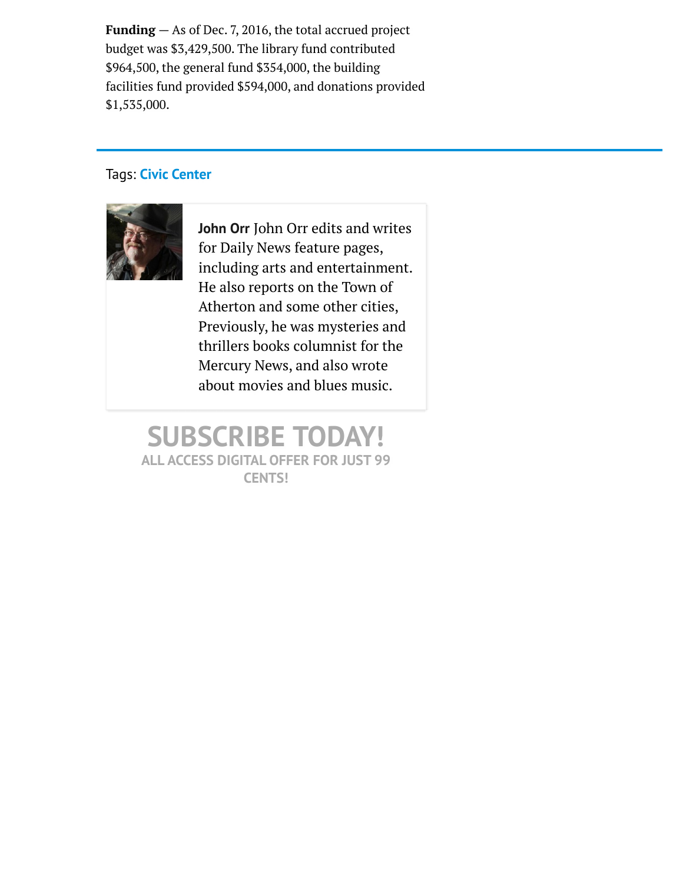**Funding** — As of Dec. 7, 2016, the total accrued project budget was $3,429,500. The library fund contributed $964,500, the general fund $354,000, the building facilities fund provided $594,000, and donations provided $1,535,000.

---

Tags: **Civic Center**

**John Orr** John Orr edits and writes for Daily News feature pages, including arts and entertainment. He also reports on the Town of Atherton and some other cities, Previously, he was mysteries and thrillers books columnist for the Mercury News, and also wrote about movies and blues music.

**SUBSCRIBE TODAY!**

**ALL ACCESS DIGITAL OFFER FOR JUST 99 CENTS!**